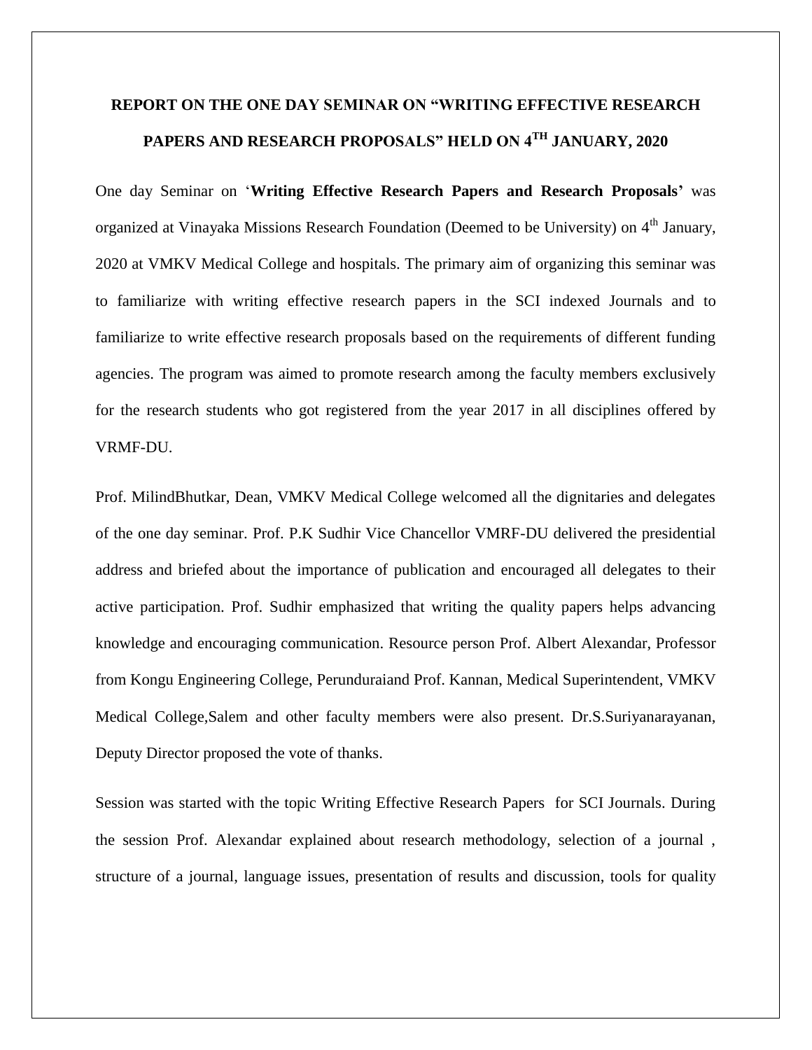# REPORT ON THE ONE DAY SEMINAR ON "WRITING EFFECTIVE RESEARCH PAPERS AND RESEARCH PROPOSALS" HELD ON 4TH JANUARY, 2020

One day Seminar on '**Writing Effective Research Papers and Research Proposals**' was organized at Vinayaka Missions Research Foundation (Deemed to be University) on 4th January, 2020 at VMKV Medical College and hospitals. The primary aim of organizing this seminar was to familiarize with writing effective research papers in the SCI indexed Journals and to familiarize to write effective research proposals based on the requirements of different funding agencies. The program was aimed to promote research among the faculty members exclusively for the research students who got registered from the year 2017 in all disciplines offered by VRMF-DU.

Prof. MilindBhutkar, Dean, VMKV Medical College welcomed all the dignitaries and delegates of the one day seminar. Prof. P.K Sudhir Vice Chancellor VMRF-DU delivered the presidential address and briefed about the importance of publication and encouraged all delegates to their active participation. Prof. Sudhir emphasized that writing the quality papers helps advancing knowledge and encouraging communication. Resource person Prof. Albert Alexandar, Professor from Kongu Engineering College, Perunduraiand Prof. Kannan, Medical Superintendent, VMKV Medical College,Salem and other faculty members were also present. Dr.S.Suriyanarayanan, Deputy Director proposed the vote of thanks.

Session was started with the topic Writing Effective Research Papers for SCI Journals. During the session Prof. Alexandar explained about research methodology, selection of a journal , structure of a journal, language issues, presentation of results and discussion, tools for quality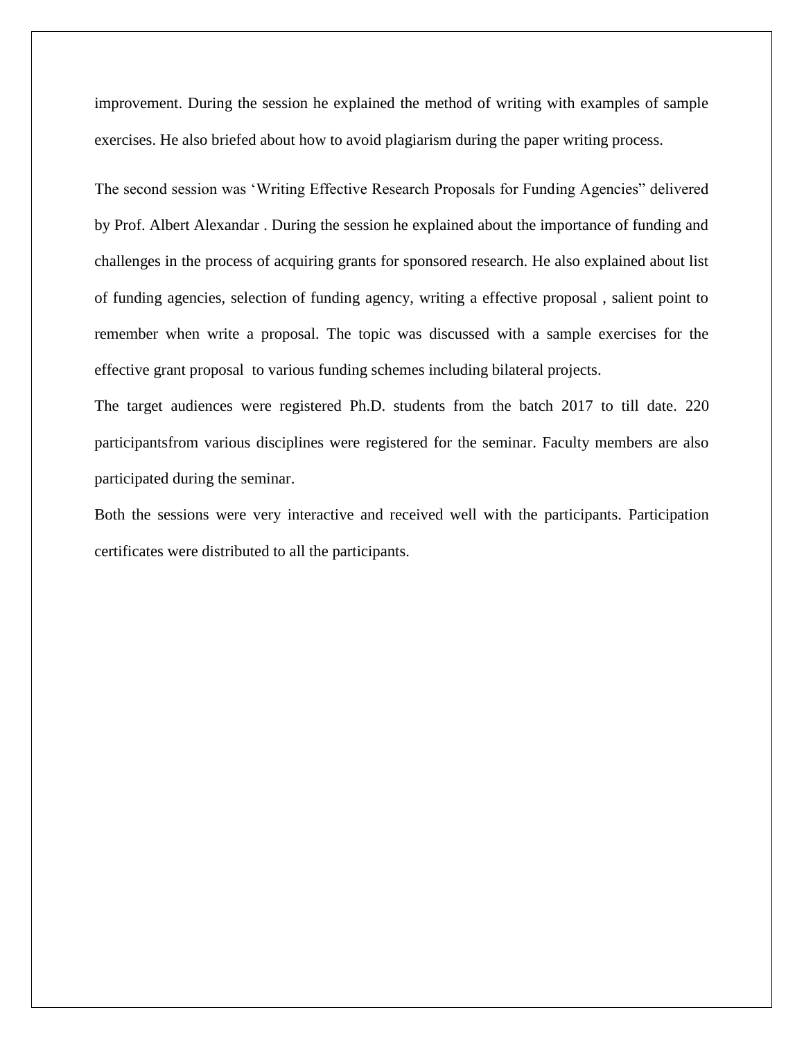improvement. During the session he explained the method of writing with examples of sample exercises. He also briefed about how to avoid plagiarism during the paper writing process.

The second session was 'Writing Effective Research Proposals for Funding Agencies" delivered by Prof. Albert Alexandar . During the session he explained about the importance of funding and challenges in the process of acquiring grants for sponsored research. He also explained about list of funding agencies, selection of funding agency, writing a effective proposal , salient point to remember when write a proposal. The topic was discussed with a sample exercises for the effective grant proposal to various funding schemes including bilateral projects.

The target audiences were registered Ph.D. students from the batch 2017 to till date. 220 participantsfrom various disciplines were registered for the seminar. Faculty members are also participated during the seminar.

Both the sessions were very interactive and received well with the participants. Participation certificates were distributed to all the participants.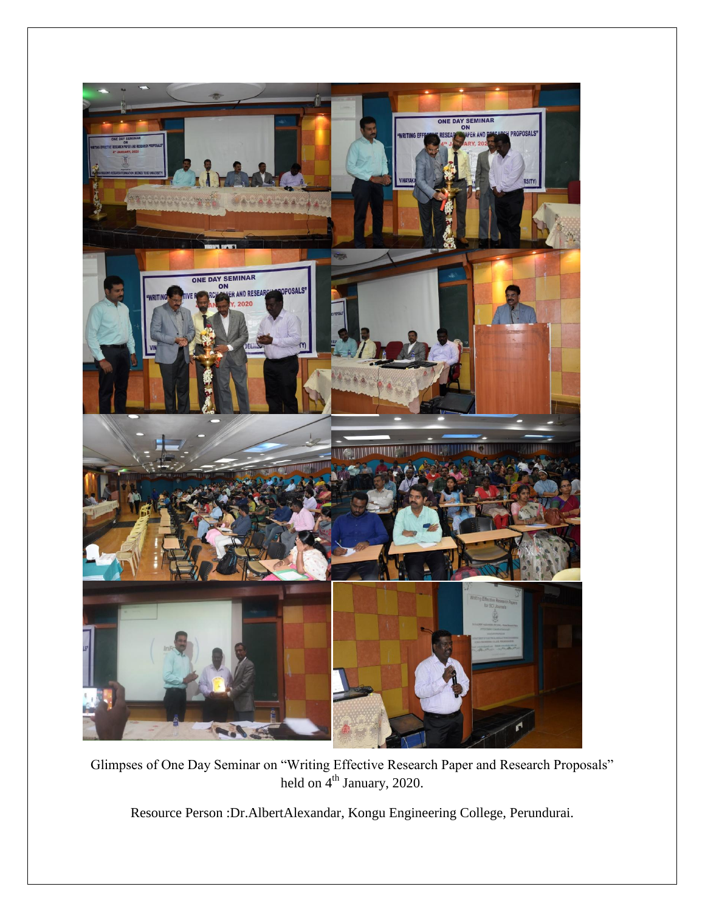Glimpses of One Day Seminar on "Writing Effective Research Paper and Research Proposals" held on 4th January, 2020.

Resource Person :Dr.AlbertAlexandar, Kongu Engineering College, Perundurai.